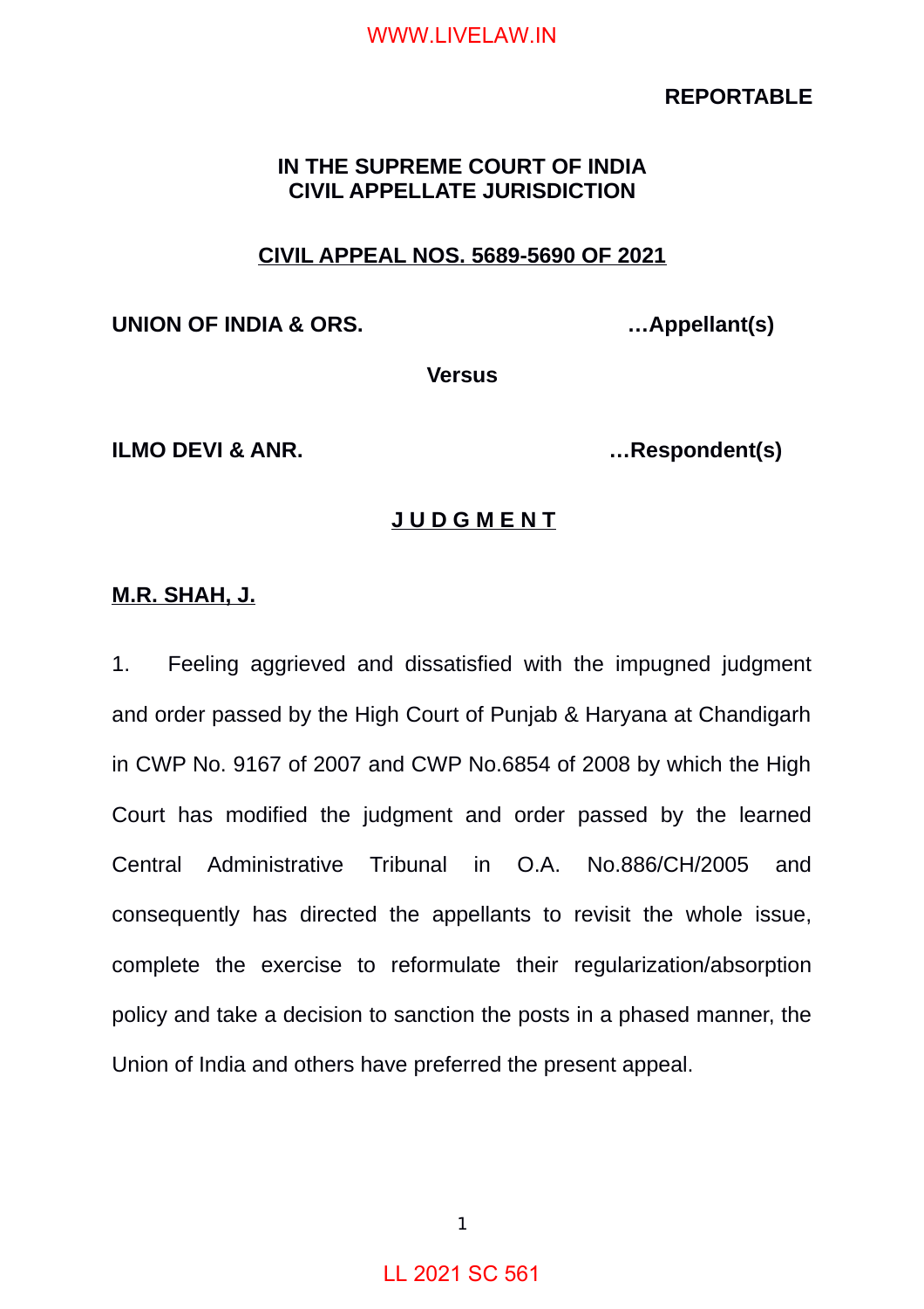**REPORTABLE**

**IN THE SUPREME COURT OF INDIA**
**CIVIL APPELLATE JURISDICTION**

**CIVIL APPEAL NOS. 5689-5690 OF 2021**

**UNION OF INDIA & ORS.** …**Appellant(s)**

**Versus**

**ILMO DEVI & ANR.** …**Respondent(s)**

**J U D G M E N T**

**M.R. SHAH, J.**

1. Feeling aggrieved and dissatisfied with the impugned judgment and order passed by the High Court of Punjab & Haryana at Chandigarh in CWP No. 9167 of 2007 and CWP No.6854 of 2008 by which the High Court has modified the judgment and order passed by the learned Central Administrative Tribunal in O.A. No.886/CH/2005 and consequently has directed the appellants to revisit the whole issue, complete the exercise to reformulate their regularization/absorption policy and take a decision to sanction the posts in a phased manner, the Union of India and others have preferred the present appeal.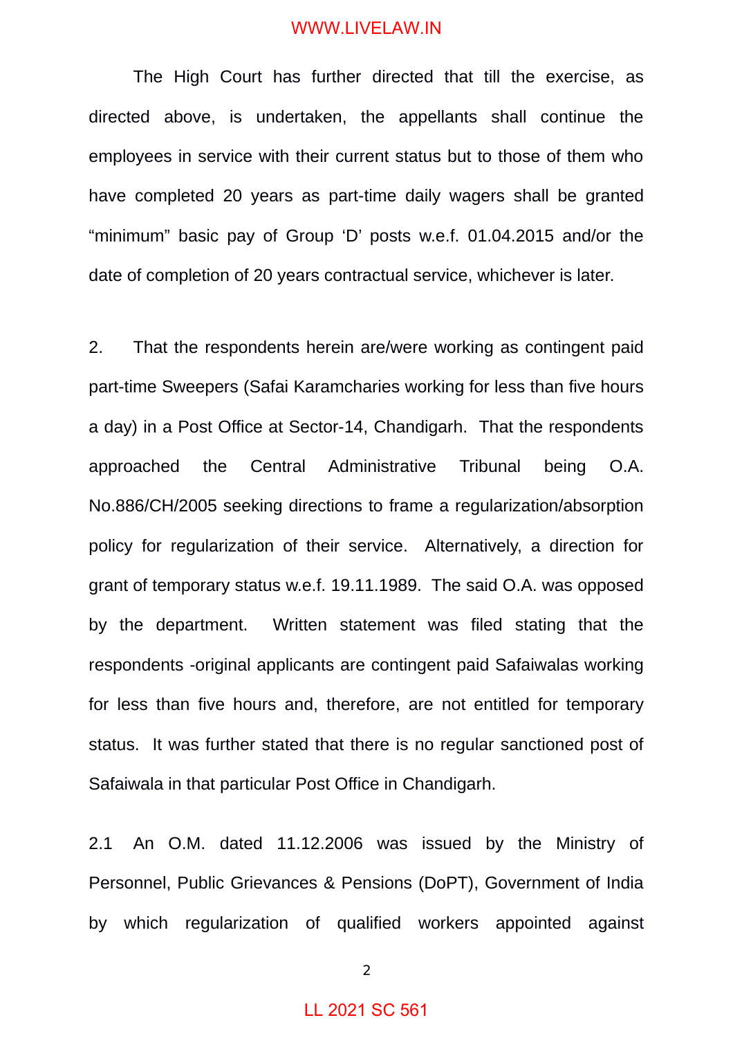The High Court has further directed that till the exercise, as directed above, is undertaken, the appellants shall continue the employees in service with their current status but to those of them who have completed 20 years as part-time daily wagers shall be granted “minimum” basic pay of Group ‘D’ posts w.e.f. 01.04.2015 and/or the date of completion of 20 years contractual service, whichever is later.

2. That the respondents herein are/were working as contingent paid part-time Sweepers (Safai Karamcharies working for less than five hours a day) in a Post Office at Sector-14, Chandigarh. That the respondents approached the Central Administrative Tribunal being O.A. No.886/CH/2005 seeking directions to frame a regularization/absorption policy for regularization of their service. Alternatively, a direction for grant of temporary status w.e.f. 19.11.1989. The said O.A. was opposed by the department. Written statement was filed stating that the respondents -original applicants are contingent paid Safaiwalas working for less than five hours and, therefore, are not entitled for temporary status. It was further stated that there is no regular sanctioned post of Safaiwala in that particular Post Office in Chandigarh.

2.1 An O.M. dated 11.12.2006 was issued by the Ministry of Personnel, Public Grievances & Pensions (DoPT), Government of India by which regularization of qualified workers appointed against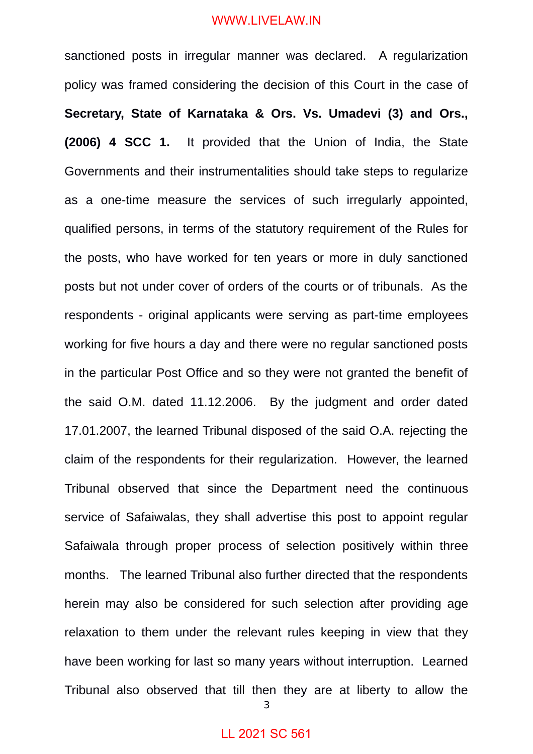sanctioned posts in irregular manner was declared. A regularization policy was framed considering the decision of this Court in the case of **Secretary, State of Karnataka & Ors. Vs. Umadevi (3) and Ors., (2006) 4 SCC 1.** It provided that the Union of India, the State Governments and their instrumentalities should take steps to regularize as a one-time measure the services of such irregularly appointed, qualified persons, in terms of the statutory requirement of the Rules for the posts, who have worked for ten years or more in duly sanctioned posts but not under cover of orders of the courts or of tribunals. As the respondents - original applicants were serving as part-time employees working for five hours a day and there were no regular sanctioned posts in the particular Post Office and so they were not granted the benefit of the said O.M. dated 11.12.2006. By the judgment and order dated 17.01.2007, the learned Tribunal disposed of the said O.A. rejecting the claim of the respondents for their regularization. However, the learned Tribunal observed that since the Department need the continuous service of Safaiwalas, they shall advertise this post to appoint regular Safaiwala through proper process of selection positively within three months. The learned Tribunal also further directed that the respondents herein may also be considered for such selection after providing age relaxation to them under the relevant rules keeping in view that they have been working for last so many years without interruption. Learned Tribunal also observed that till then they are at liberty to allow the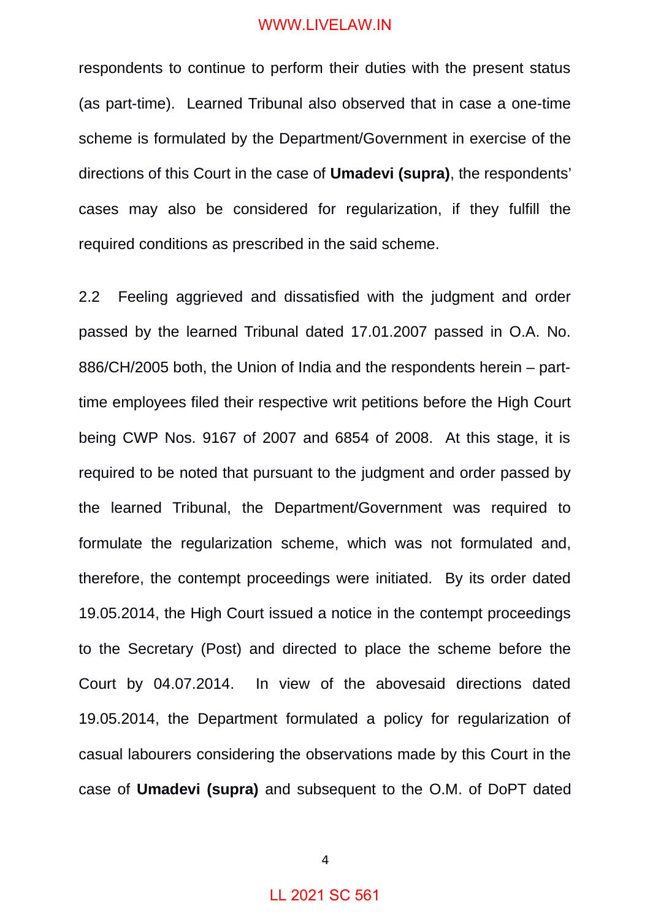respondents to continue to perform their duties with the present status (as part-time). Learned Tribunal also observed that in case a one-time scheme is formulated by the Department/Government in exercise of the directions of this Court in the case of **Umadevi (supra)**, the respondents' cases may also be considered for regularization, if they fulfill the required conditions as prescribed in the said scheme.

2.2 Feeling aggrieved and dissatisfied with the judgment and order passed by the learned Tribunal dated 17.01.2007 passed in O.A. No. 886/CH/2005 both, the Union of India and the respondents herein – part-time employees filed their respective writ petitions before the High Court being CWP Nos. 9167 of 2007 and 6854 of 2008. At this stage, it is required to be noted that pursuant to the judgment and order passed by the learned Tribunal, the Department/Government was required to formulate the regularization scheme, which was not formulated and, therefore, the contempt proceedings were initiated. By its order dated 19.05.2014, the High Court issued a notice in the contempt proceedings to the Secretary (Post) and directed to place the scheme before the Court by 04.07.2014. In view of the abovesaid directions dated 19.05.2014, the Department formulated a policy for regularization of casual labourers considering the observations made by this Court in the case of **Umadevi (supra)** and subsequent to the O.M. of DoPT dated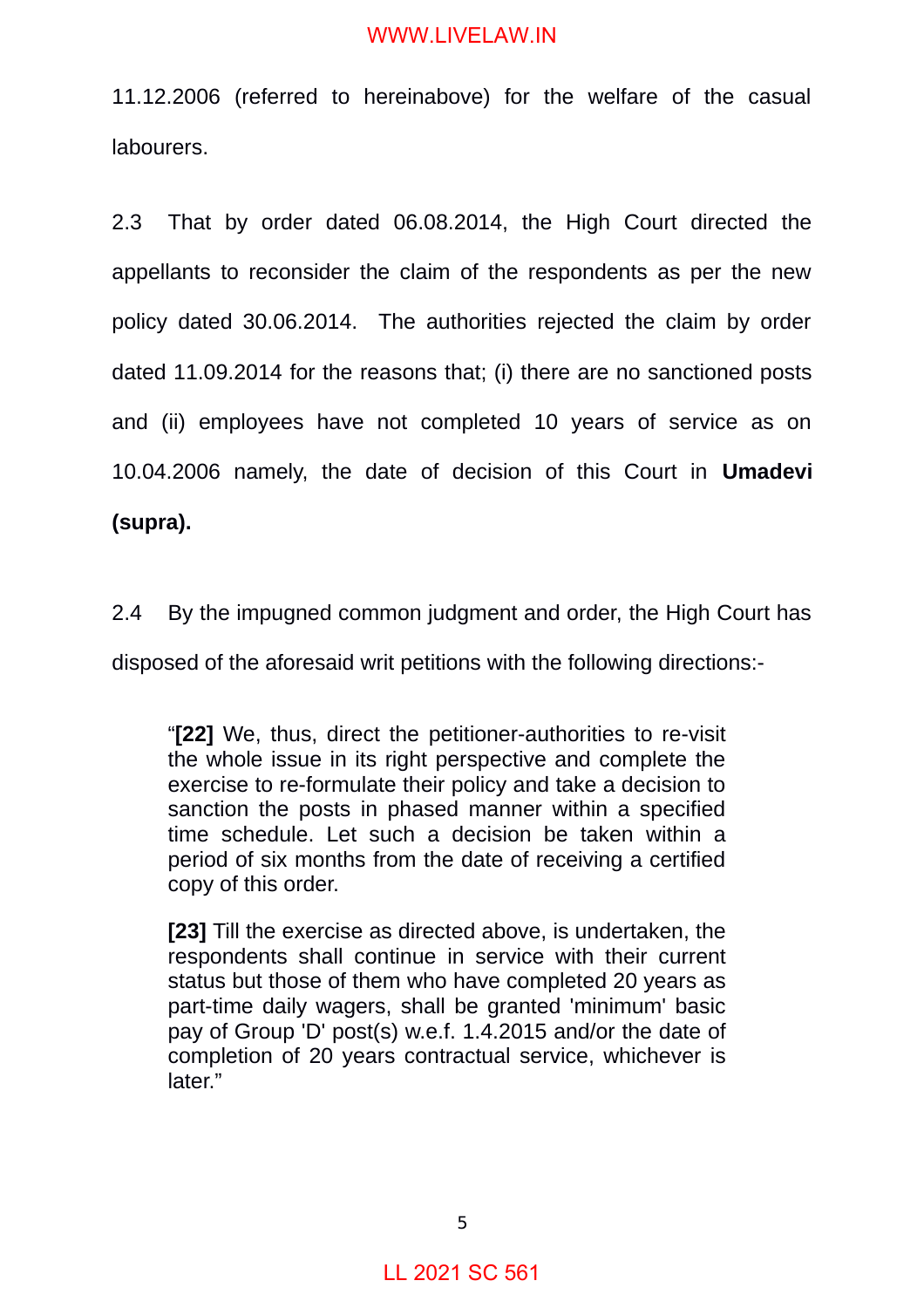11.12.2006 (referred to hereinabove) for the welfare of the casual labourers.

2.3 That by order dated 06.08.2014, the High Court directed the appellants to reconsider the claim of the respondents as per the new policy dated 30.06.2014. The authorities rejected the claim by order dated 11.09.2014 for the reasons that; (i) there are no sanctioned posts and (ii) employees have not completed 10 years of service as on 10.04.2006 namely, the date of decision of this Court in **Umadevi (supra).**

2.4 By the impugned common judgment and order, the High Court has disposed of the aforesaid writ petitions with the following directions:-

> "**[22]** We, thus, direct the petitioner-authorities to re-visit the whole issue in its right perspective and complete the exercise to re-formulate their policy and take a decision to sanction the posts in phased manner within a specified time schedule. Let such a decision be taken within a period of six months from the date of receiving a certified copy of this order.
>
> **[23]** Till the exercise as directed above, is undertaken, the respondents shall continue in service with their current status but those of them who have completed 20 years as part-time daily wagers, shall be granted 'minimum' basic pay of Group 'D' post(s) w.e.f. 1.4.2015 and/or the date of completion of 20 years contractual service, whichever is later."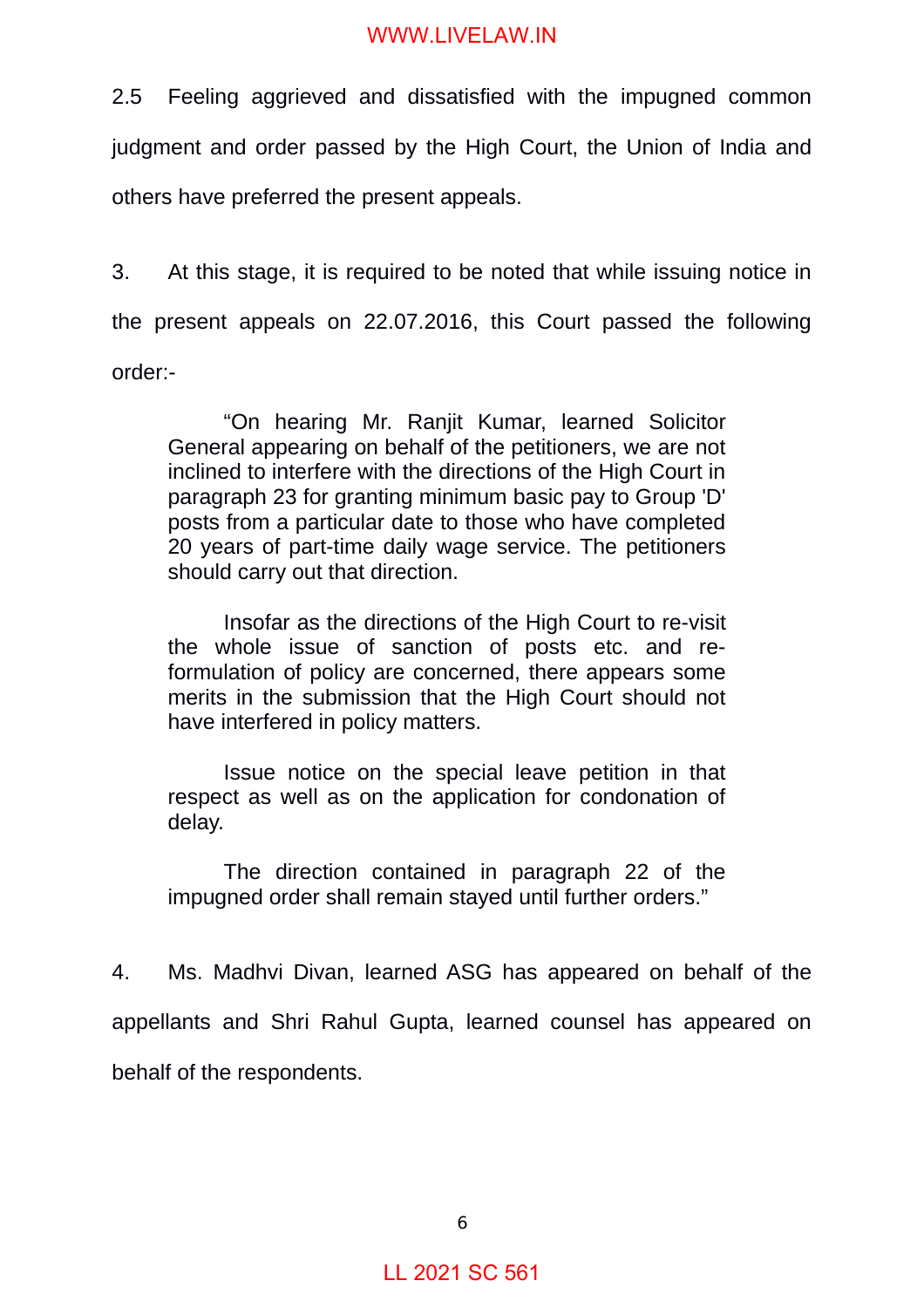2.5 Feeling aggrieved and dissatisfied with the impugned common judgment and order passed by the High Court, the Union of India and others have preferred the present appeals.

3. At this stage, it is required to be noted that while issuing notice in the present appeals on 22.07.2016, this Court passed the following order:-

> "On hearing Mr. Ranjit Kumar, learned Solicitor General appearing on behalf of the petitioners, we are not inclined to interfere with the directions of the High Court in paragraph 23 for granting minimum basic pay to Group 'D' posts from a particular date to those who have completed 20 years of part-time daily wage service. The petitioners should carry out that direction.
>
> Insofar as the directions of the High Court to re-visit the whole issue of sanction of posts etc. and re-formulation of policy are concerned, there appears some merits in the submission that the High Court should not have interfered in policy matters.
>
> Issue notice on the special leave petition in that respect as well as on the application for condonation of delay.
>
> The direction contained in paragraph 22 of the impugned order shall remain stayed until further orders."

4. Ms. Madhvi Divan, learned ASG has appeared on behalf of the appellants and Shri Rahul Gupta, learned counsel has appeared on behalf of the respondents.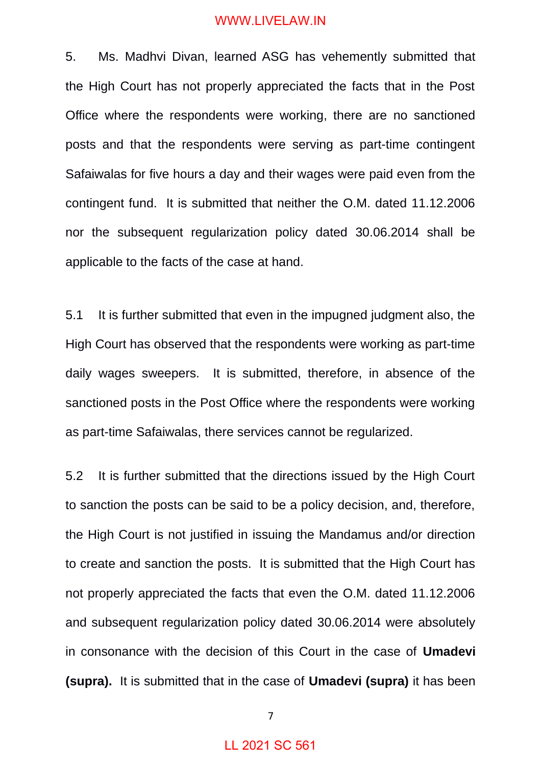5. Ms. Madhvi Divan, learned ASG has vehemently submitted that the High Court has not properly appreciated the facts that in the Post Office where the respondents were working, there are no sanctioned posts and that the respondents were serving as part-time contingent Safaiwalas for five hours a day and their wages were paid even from the contingent fund. It is submitted that neither the O.M. dated 11.12.2006 nor the subsequent regularization policy dated 30.06.2014 shall be applicable to the facts of the case at hand.

5.1 It is further submitted that even in the impugned judgment also, the High Court has observed that the respondents were working as part-time daily wages sweepers. It is submitted, therefore, in absence of the sanctioned posts in the Post Office where the respondents were working as part-time Safaiwalas, there services cannot be regularized.

5.2 It is further submitted that the directions issued by the High Court to sanction the posts can be said to be a policy decision, and, therefore, the High Court is not justified in issuing the Mandamus and/or direction to create and sanction the posts. It is submitted that the High Court has not properly appreciated the facts that even the O.M. dated 11.12.2006 and subsequent regularization policy dated 30.06.2014 were absolutely in consonance with the decision of this Court in the case of **Umadevi (supra).** It is submitted that in the case of **Umadevi (supra)** it has been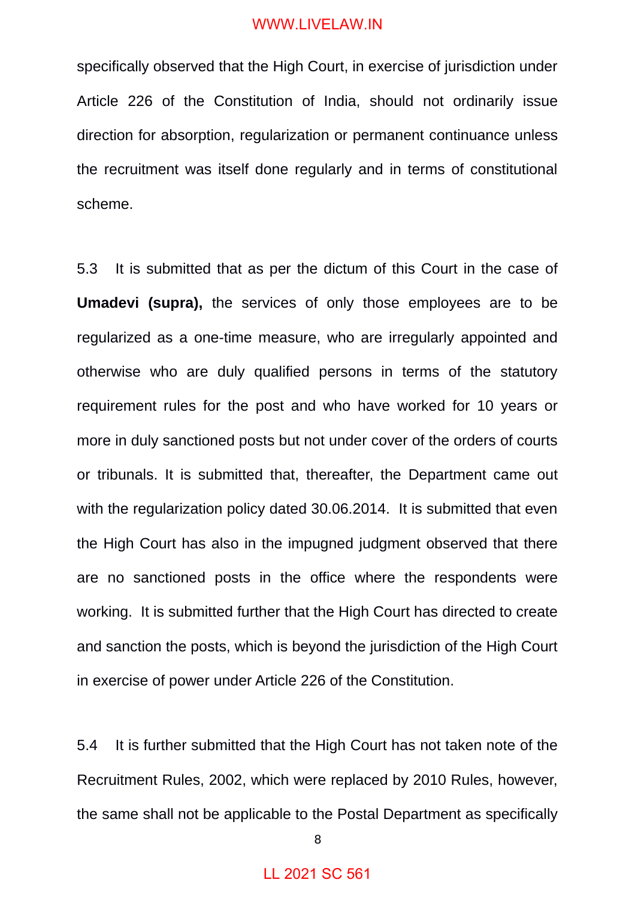specifically observed that the High Court, in exercise of jurisdiction under Article 226 of the Constitution of India, should not ordinarily issue direction for absorption, regularization or permanent continuance unless the recruitment was itself done regularly and in terms of constitutional scheme.

5.3 It is submitted that as per the dictum of this Court in the case of **Umadevi (supra),** the services of only those employees are to be regularized as a one-time measure, who are irregularly appointed and otherwise who are duly qualified persons in terms of the statutory requirement rules for the post and who have worked for 10 years or more in duly sanctioned posts but not under cover of the orders of courts or tribunals. It is submitted that, thereafter, the Department came out with the regularization policy dated 30.06.2014. It is submitted that even the High Court has also in the impugned judgment observed that there are no sanctioned posts in the office where the respondents were working. It is submitted further that the High Court has directed to create and sanction the posts, which is beyond the jurisdiction of the High Court in exercise of power under Article 226 of the Constitution.

5.4 It is further submitted that the High Court has not taken note of the Recruitment Rules, 2002, which were replaced by 2010 Rules, however, the same shall not be applicable to the Postal Department as specifically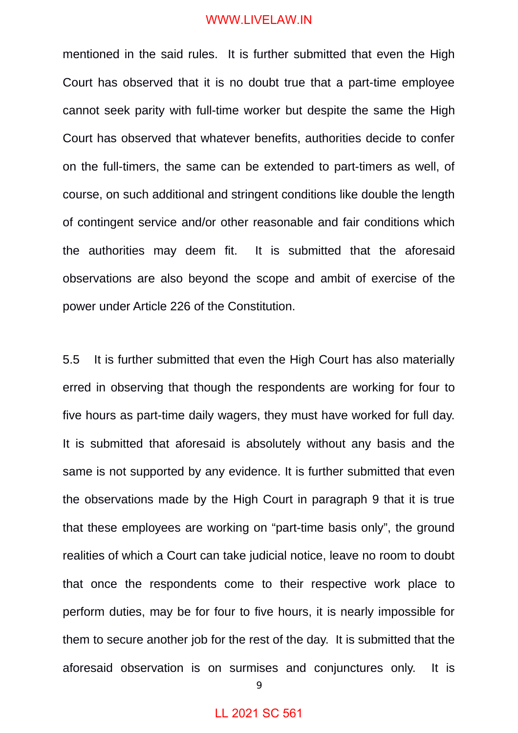mentioned in the said rules. It is further submitted that even the High Court has observed that it is no doubt true that a part-time employee cannot seek parity with full-time worker but despite the same the High Court has observed that whatever benefits, authorities decide to confer on the full-timers, the same can be extended to part-timers as well, of course, on such additional and stringent conditions like double the length of contingent service and/or other reasonable and fair conditions which the authorities may deem fit. It is submitted that the aforesaid observations are also beyond the scope and ambit of exercise of the power under Article 226 of the Constitution.

5.5 It is further submitted that even the High Court has also materially erred in observing that though the respondents are working for four to five hours as part-time daily wagers, they must have worked for full day. It is submitted that aforesaid is absolutely without any basis and the same is not supported by any evidence. It is further submitted that even the observations made by the High Court in paragraph 9 that it is true that these employees are working on "part-time basis only", the ground realities of which a Court can take judicial notice, leave no room to doubt that once the respondents come to their respective work place to perform duties, may be for four to five hours, it is nearly impossible for them to secure another job for the rest of the day. It is submitted that the aforesaid observation is on surmises and conjunctures only. It is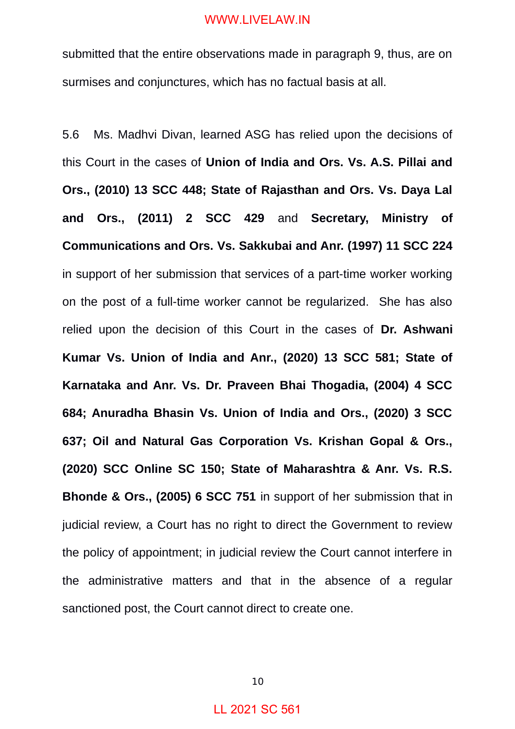submitted that the entire observations made in paragraph 9, thus, are on surmises and conjunctures, which has no factual basis at all.

5.6 Ms. Madhvi Divan, learned ASG has relied upon the decisions of this Court in the cases of **Union of India and Ors. Vs. A.S. Pillai and Ors., (2010) 13 SCC 448; State of Rajasthan and Ors. Vs. Daya Lal and Ors., (2011) 2 SCC 429** and **Secretary, Ministry of Communications and Ors. Vs. Sakkubai and Anr. (1997) 11 SCC 224** in support of her submission that services of a part-time worker working on the post of a full-time worker cannot be regularized. She has also relied upon the decision of this Court in the cases of **Dr. Ashwani Kumar Vs. Union of India and Anr., (2020) 13 SCC 581; State of Karnataka and Anr. Vs. Dr. Praveen Bhai Thogadia, (2004) 4 SCC 684; Anuradha Bhasin Vs. Union of India and Ors., (2020) 3 SCC 637; Oil and Natural Gas Corporation Vs. Krishan Gopal & Ors., (2020) SCC Online SC 150; State of Maharashtra & Anr. Vs. R.S. Bhonde & Ors., (2005) 6 SCC 751** in support of her submission that in judicial review, a Court has no right to direct the Government to review the policy of appointment; in judicial review the Court cannot interfere in the administrative matters and that in the absence of a regular sanctioned post, the Court cannot direct to create one.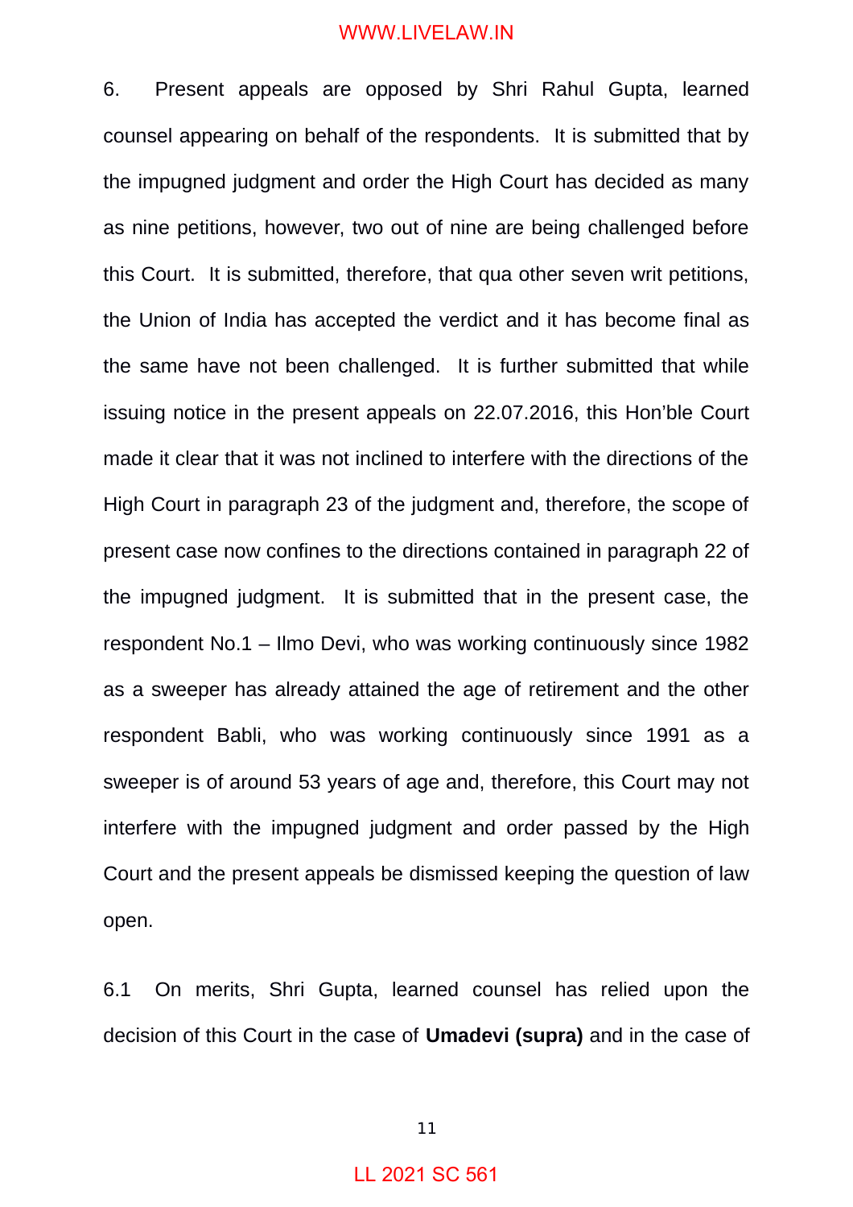6. Present appeals are opposed by Shri Rahul Gupta, learned counsel appearing on behalf of the respondents. It is submitted that by the impugned judgment and order the High Court has decided as many as nine petitions, however, two out of nine are being challenged before this Court. It is submitted, therefore, that qua other seven writ petitions, the Union of India has accepted the verdict and it has become final as the same have not been challenged. It is further submitted that while issuing notice in the present appeals on 22.07.2016, this Hon'ble Court made it clear that it was not inclined to interfere with the directions of the High Court in paragraph 23 of the judgment and, therefore, the scope of present case now confines to the directions contained in paragraph 22 of the impugned judgment. It is submitted that in the present case, the respondent No.1 – Ilmo Devi, who was working continuously since 1982 as a sweeper has already attained the age of retirement and the other respondent Babli, who was working continuously since 1991 as a sweeper is of around 53 years of age and, therefore, this Court may not interfere with the impugned judgment and order passed by the High Court and the present appeals be dismissed keeping the question of law open.

6.1 On merits, Shri Gupta, learned counsel has relied upon the decision of this Court in the case of **Umadevi (supra)** and in the case of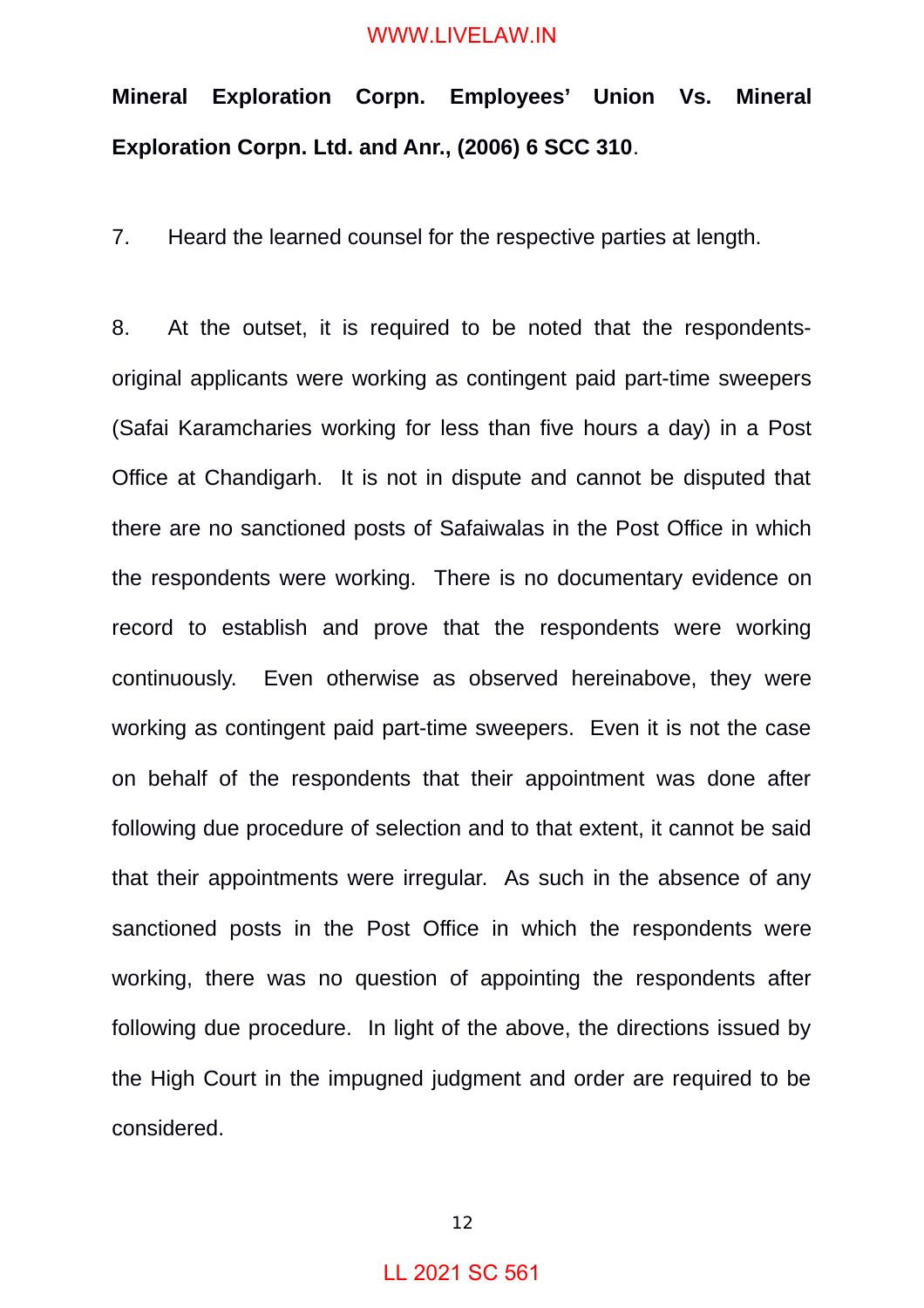**Mineral Exploration Corpn. Employees' Union Vs. Mineral Exploration Corpn. Ltd. and Anr., (2006) 6 SCC 310**.

7. Heard the learned counsel for the respective parties at length.

8. At the outset, it is required to be noted that the respondents-original applicants were working as contingent paid part-time sweepers (Safai Karamcharies working for less than five hours a day) in a Post Office at Chandigarh. It is not in dispute and cannot be disputed that there are no sanctioned posts of Safaiwalas in the Post Office in which the respondents were working. There is no documentary evidence on record to establish and prove that the respondents were working continuously. Even otherwise as observed hereinabove, they were working as contingent paid part-time sweepers. Even it is not the case on behalf of the respondents that their appointment was done after following due procedure of selection and to that extent, it cannot be said that their appointments were irregular. As such in the absence of any sanctioned posts in the Post Office in which the respondents were working, there was no question of appointing the respondents after following due procedure. In light of the above, the directions issued by the High Court in the impugned judgment and order are required to be considered.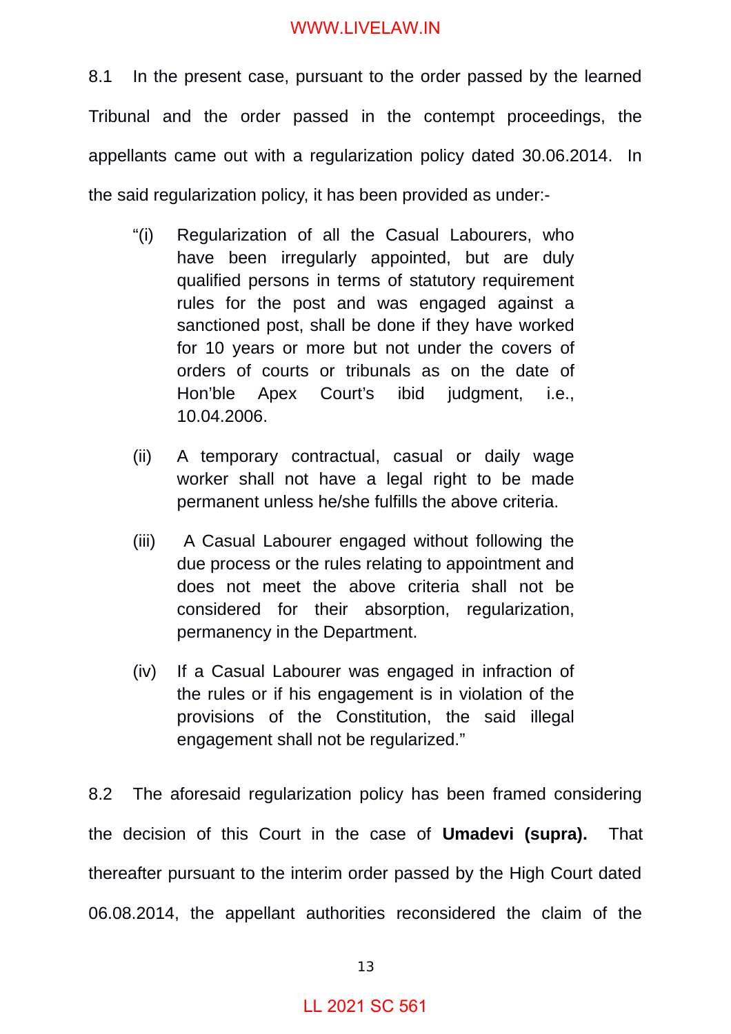8.1 In the present case, pursuant to the order passed by the learned Tribunal and the order passed in the contempt proceedings, the appellants came out with a regularization policy dated 30.06.2014. In the said regularization policy, it has been provided as under:-

> "(i) Regularization of all the Casual Labourers, who have been irregularly appointed, but are duly qualified persons in terms of statutory requirement rules for the post and was engaged against a sanctioned post, shall be done if they have worked for 10 years or more but not under the covers of orders of courts or tribunals as on the date of Hon'ble Apex Court's ibid judgment, i.e., 10.04.2006.
>
> (ii) A temporary contractual, casual or daily wage worker shall not have a legal right to be made permanent unless he/she fulfills the above criteria.
>
> (iii) A Casual Labourer engaged without following the due process or the rules relating to appointment and does not meet the above criteria shall not be considered for their absorption, regularization, permanency in the Department.
>
> (iv) If a Casual Labourer was engaged in infraction of the rules or if his engagement is in violation of the provisions of the Constitution, the said illegal engagement shall not be regularized."

8.2 The aforesaid regularization policy has been framed considering the decision of this Court in the case of **Umadevi (supra).** That thereafter pursuant to the interim order passed by the High Court dated 06.08.2014, the appellant authorities reconsidered the claim of the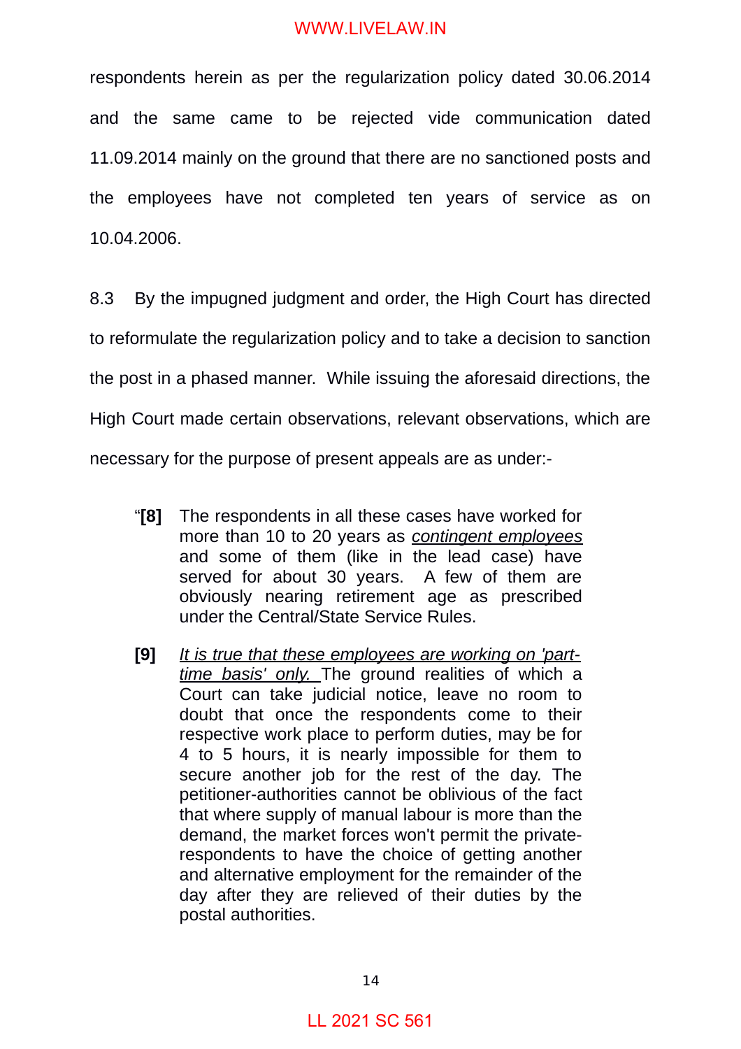respondents herein as per the regularization policy dated 30.06.2014 and the same came to be rejected vide communication dated 11.09.2014 mainly on the ground that there are no sanctioned posts and the employees have not completed ten years of service as on 10.04.2006.

8.3 By the impugned judgment and order, the High Court has directed to reformulate the regularization policy and to take a decision to sanction the post in a phased manner. While issuing the aforesaid directions, the High Court made certain observations, relevant observations, which are necessary for the purpose of present appeals are as under:-

> "**[8]** The respondents in all these cases have worked for more than 10 to 20 years as *contingent employees* and some of them (like in the lead case) have served for about 30 years. A few of them are obviously nearing retirement age as prescribed under the Central/State Service Rules.
>
> **[9]** *It is true that these employees are working on 'part-time basis' only.* The ground realities of which a Court can take judicial notice, leave no room to doubt that once the respondents come to their respective work place to perform duties, may be for 4 to 5 hours, it is nearly impossible for them to secure another job for the rest of the day. The petitioner-authorities cannot be oblivious of the fact that where supply of manual labour is more than the demand, the market forces won't permit the private-respondents to have the choice of getting another and alternative employment for the remainder of the day after they are relieved of their duties by the postal authorities.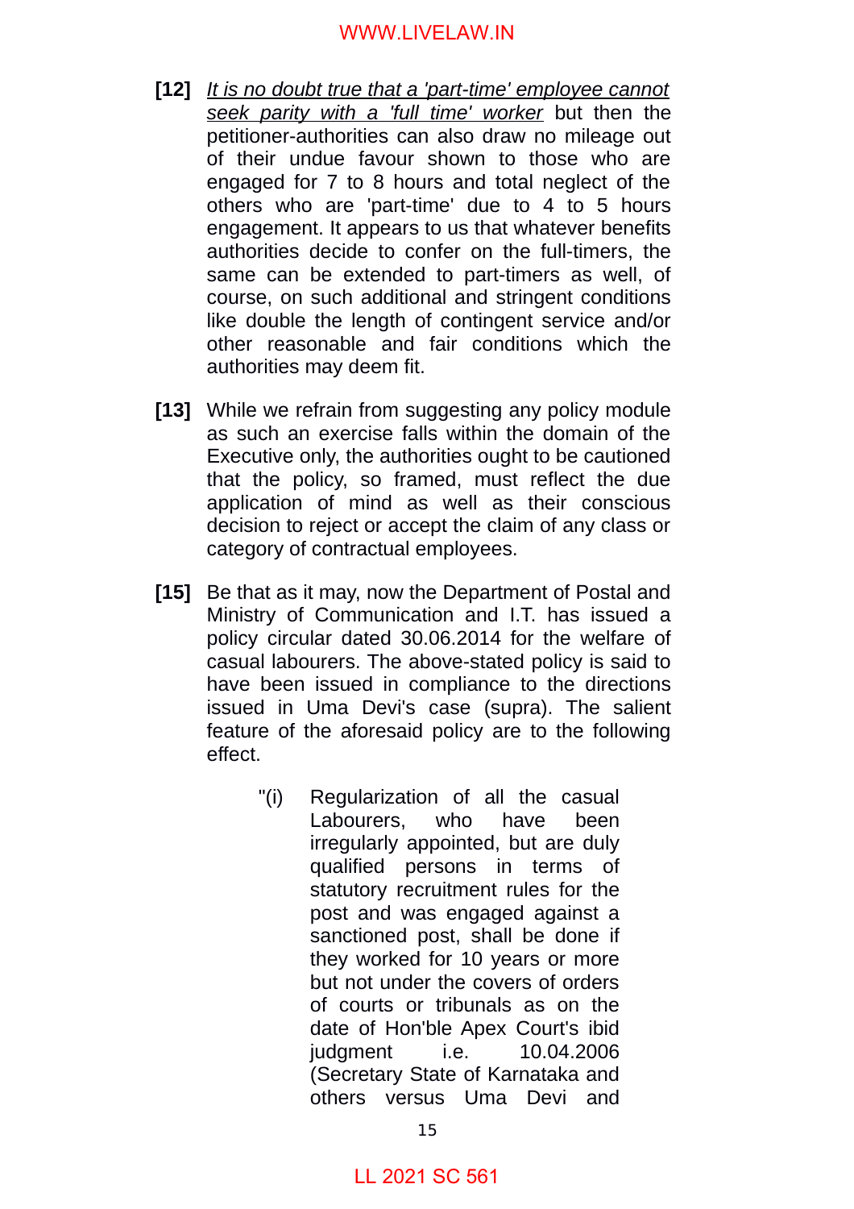**[12]** *It is no doubt true that a 'part-time' employee cannot seek parity with a 'full time' worker* but then the petitioner-authorities can also draw no mileage out of their undue favour shown to those who are engaged for 7 to 8 hours and total neglect of the others who are 'part-time' due to 4 to 5 hours engagement. It appears to us that whatever benefits authorities decide to confer on the full-timers, the same can be extended to part-timers as well, of course, on such additional and stringent conditions like double the length of contingent service and/or other reasonable and fair conditions which the authorities may deem fit.

**[13]** While we refrain from suggesting any policy module as such an exercise falls within the domain of the Executive only, the authorities ought to be cautioned that the policy, so framed, must reflect the due application of mind as well as their conscious decision to reject or accept the claim of any class or category of contractual employees.

**[15]** Be that as it may, now the Department of Postal and Ministry of Communication and I.T. has issued a policy circular dated 30.06.2014 for the welfare of casual labourers. The above-stated policy is said to have been issued in compliance to the directions issued in Uma Devi's case (supra). The salient feature of the aforesaid policy are to the following effect.

> "(i) Regularization of all the casual Labourers, who have been irregularly appointed, but are duly qualified persons in terms of statutory recruitment rules for the post and was engaged against a sanctioned post, shall be done if they worked for 10 years or more but not under the covers of orders of courts or tribunals as on the date of Hon'ble Apex Court's ibid judgment i.e. 10.04.2006 (Secretary State of Karnataka and others versus Uma Devi and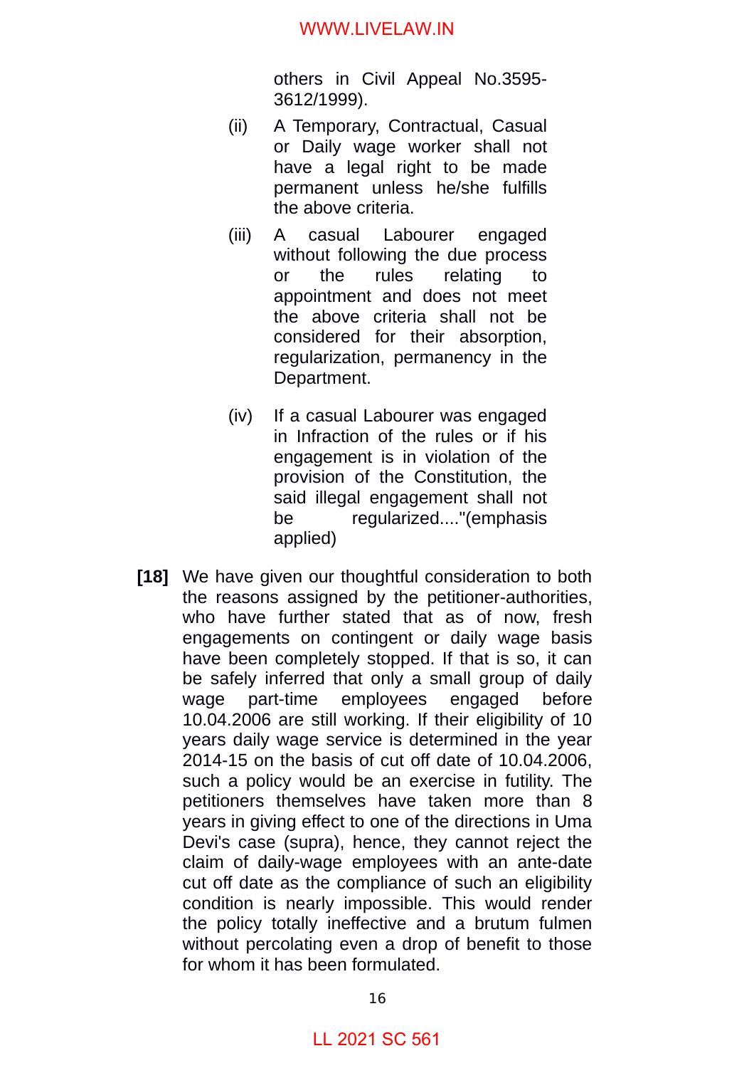others in Civil Appeal No.3595-3612/1999).

(ii) A Temporary, Contractual, Casual or Daily wage worker shall not have a legal right to be made permanent unless he/she fulfills the above criteria.

(iii) A casual Labourer engaged without following the due process or the rules relating to appointment and does not meet the above criteria shall not be considered for their absorption, regularization, permanency in the Department.

(iv) If a casual Labourer was engaged in Infraction of the rules or if his engagement is in violation of the provision of the Constitution, the said illegal engagement shall not be regularized...."(emphasis applied)

**[18]** We have given our thoughtful consideration to both the reasons assigned by the petitioner-authorities, who have further stated that as of now, fresh engagements on contingent or daily wage basis have been completely stopped. If that is so, it can be safely inferred that only a small group of daily wage part-time employees engaged before 10.04.2006 are still working. If their eligibility of 10 years daily wage service is determined in the year 2014-15 on the basis of cut off date of 10.04.2006, such a policy would be an exercise in futility. The petitioners themselves have taken more than 8 years in giving effect to one of the directions in Uma Devi's case (supra), hence, they cannot reject the claim of daily-wage employees with an ante-date cut off date as the compliance of such an eligibility condition is nearly impossible. This would render the policy totally ineffective and a brutum fulmen without percolating even a drop of benefit to those for whom it has been formulated.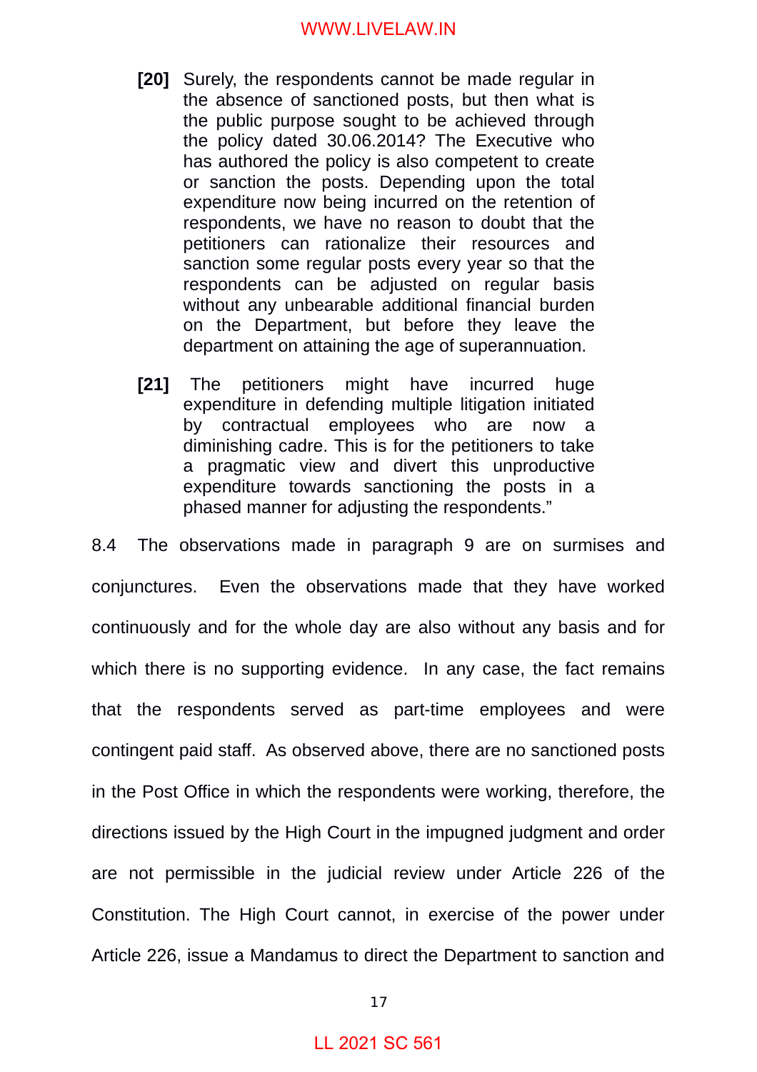> **[20]** Surely, the respondents cannot be made regular in the absence of sanctioned posts, but then what is the public purpose sought to be achieved through the policy dated 30.06.2014? The Executive who has authored the policy is also competent to create or sanction the posts. Depending upon the total expenditure now being incurred on the retention of respondents, we have no reason to doubt that the petitioners can rationalize their resources and sanction some regular posts every year so that the respondents can be adjusted on regular basis without any unbearable additional financial burden on the Department, but before they leave the department on attaining the age of superannuation.
>
> **[21]** The petitioners might have incurred huge expenditure in defending multiple litigation initiated by contractual employees who are now a diminishing cadre. This is for the petitioners to take a pragmatic view and divert this unproductive expenditure towards sanctioning the posts in a phased manner for adjusting the respondents."

8.4 The observations made in paragraph 9 are on surmises and conjunctures. Even the observations made that they have worked continuously and for the whole day are also without any basis and for which there is no supporting evidence. In any case, the fact remains that the respondents served as part-time employees and were contingent paid staff. As observed above, there are no sanctioned posts in the Post Office in which the respondents were working, therefore, the directions issued by the High Court in the impugned judgment and order are not permissible in the judicial review under Article 226 of the Constitution. The High Court cannot, in exercise of the power under Article 226, issue a Mandamus to direct the Department to sanction and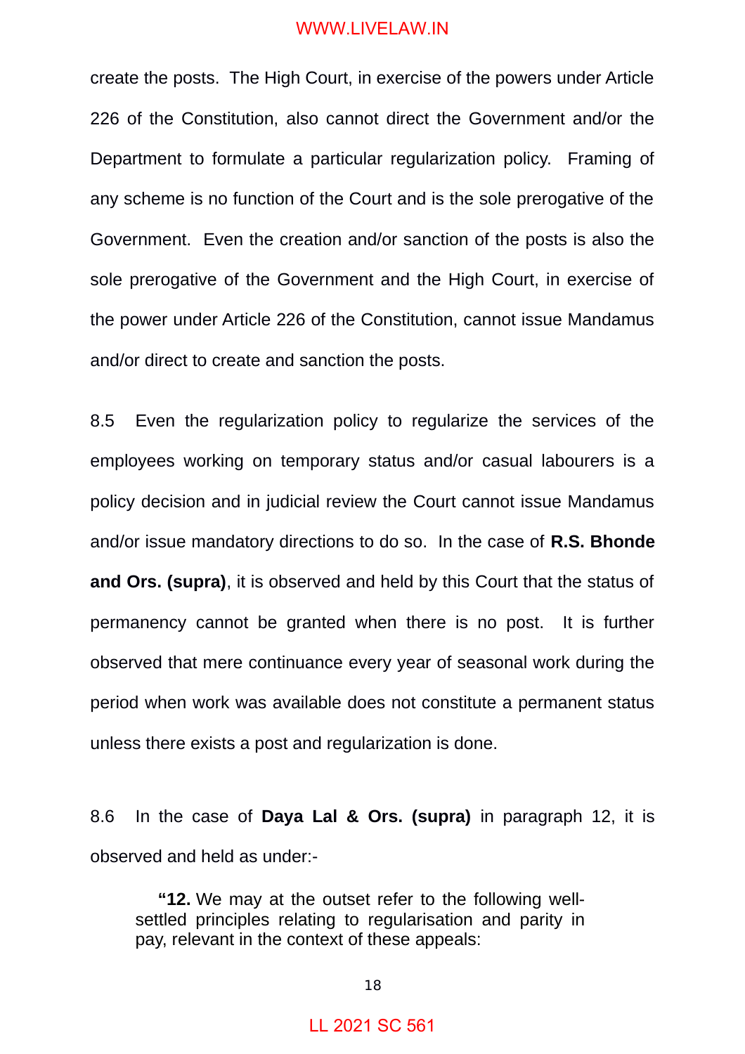create the posts. The High Court, in exercise of the powers under Article 226 of the Constitution, also cannot direct the Government and/or the Department to formulate a particular regularization policy. Framing of any scheme is no function of the Court and is the sole prerogative of the Government. Even the creation and/or sanction of the posts is also the sole prerogative of the Government and the High Court, in exercise of the power under Article 226 of the Constitution, cannot issue Mandamus and/or direct to create and sanction the posts.

8.5 Even the regularization policy to regularize the services of the employees working on temporary status and/or casual labourers is a policy decision and in judicial review the Court cannot issue Mandamus and/or issue mandatory directions to do so. In the case of **R.S. Bhonde and Ors. (supra)**, it is observed and held by this Court that the status of permanency cannot be granted when there is no post. It is further observed that mere continuance every year of seasonal work during the period when work was available does not constitute a permanent status unless there exists a post and regularization is done.

8.6 In the case of **Daya Lal & Ors. (supra)** in paragraph 12, it is observed and held as under:-

> **"12.** We may at the outset refer to the following well-settled principles relating to regularisation and parity in pay, relevant in the context of these appeals: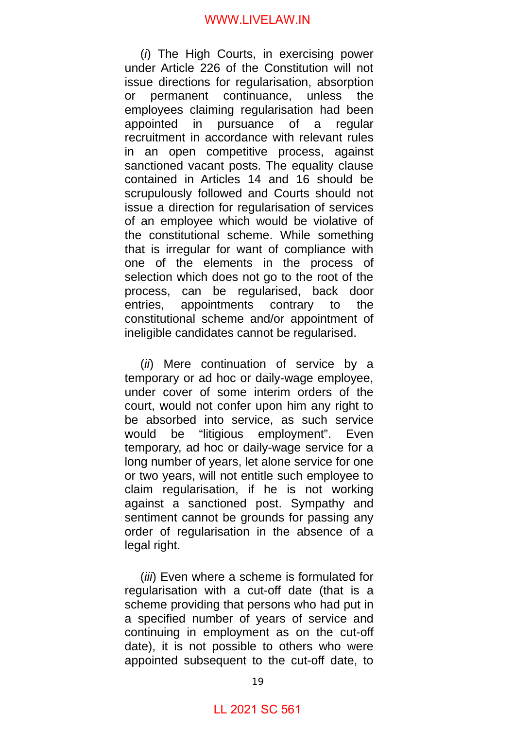(*i*) The High Courts, in exercising power under Article 226 of the Constitution will not issue directions for regularisation, absorption or permanent continuance, unless the employees claiming regularisation had been appointed in pursuance of a regular recruitment in accordance with relevant rules in an open competitive process, against sanctioned vacant posts. The equality clause contained in Articles 14 and 16 should be scrupulously followed and Courts should not issue a direction for regularisation of services of an employee which would be violative of the constitutional scheme. While something that is irregular for want of compliance with one of the elements in the process of selection which does not go to the root of the process, can be regularised, back door entries, appointments contrary to the constitutional scheme and/or appointment of ineligible candidates cannot be regularised.

(*ii*) Mere continuation of service by a temporary or ad hoc or daily-wage employee, under cover of some interim orders of the court, would not confer upon him any right to be absorbed into service, as such service would be "litigious employment". Even temporary, ad hoc or daily-wage service for a long number of years, let alone service for one or two years, will not entitle such employee to claim regularisation, if he is not working against a sanctioned post. Sympathy and sentiment cannot be grounds for passing any order of regularisation in the absence of a legal right.

(*iii*) Even where a scheme is formulated for regularisation with a cut-off date (that is a scheme providing that persons who had put in a specified number of years of service and continuing in employment as on the cut-off date), it is not possible to others who were appointed subsequent to the cut-off date, to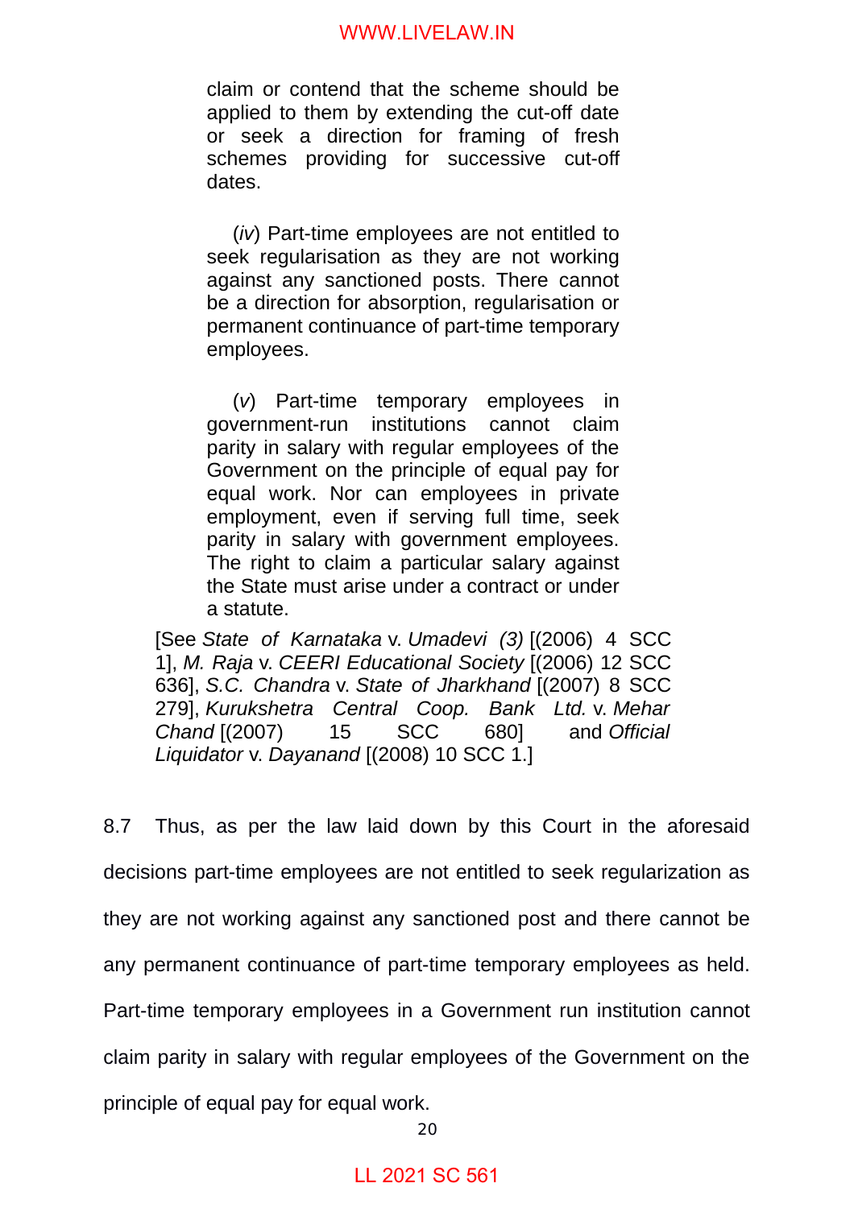> claim or contend that the scheme should be applied to them by extending the cut-off date or seek a direction for framing of fresh schemes providing for successive cut-off dates.
>
> (*iv*) Part-time employees are not entitled to seek regularisation as they are not working against any sanctioned posts. There cannot be a direction for absorption, regularisation or permanent continuance of part-time temporary employees.
>
> (*v*) Part-time temporary employees in government-run institutions cannot claim parity in salary with regular employees of the Government on the principle of equal pay for equal work. Nor can employees in private employment, even if serving full time, seek parity in salary with government employees. The right to claim a particular salary against the State must arise under a contract or under a statute.
>
> [See *State of Karnataka* v. *Umadevi (3)* [(2006) 4 SCC 1], *M. Raja* v. *CEERI Educational Society* [(2006) 12 SCC 636], *S.C. Chandra* v. *State of Jharkhand* [(2007) 8 SCC 279], *Kurukshetra Central Coop. Bank Ltd.* v. *Mehar Chand* [(2007) 15 SCC 680] and *Official Liquidator* v. *Dayanand* [(2008) 10 SCC 1.]

8.7 Thus, as per the law laid down by this Court in the aforesaid decisions part-time employees are not entitled to seek regularization as they are not working against any sanctioned post and there cannot be any permanent continuance of part-time temporary employees as held. Part-time temporary employees in a Government run institution cannot claim parity in salary with regular employees of the Government on the principle of equal pay for equal work.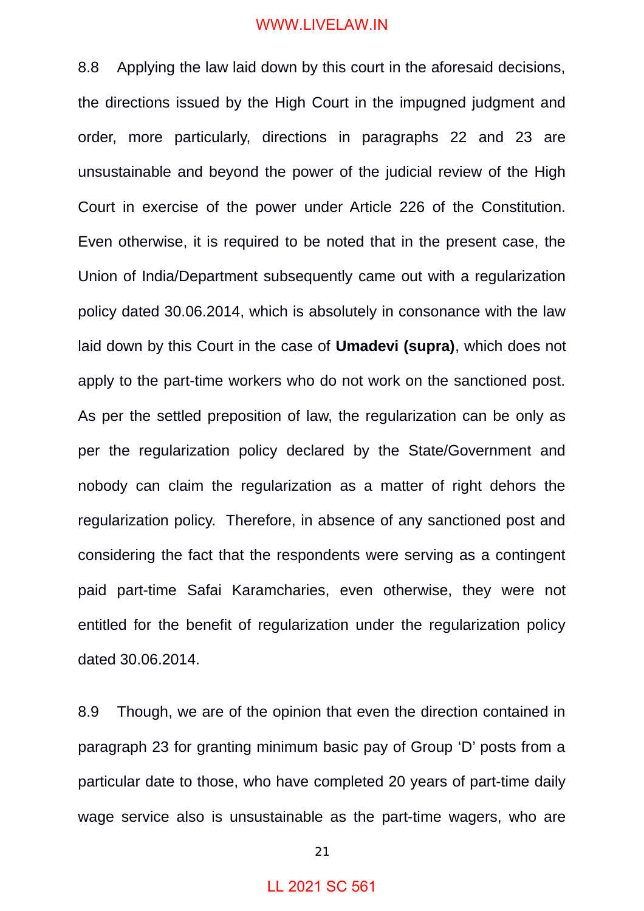8.8 Applying the law laid down by this court in the aforesaid decisions, the directions issued by the High Court in the impugned judgment and order, more particularly, directions in paragraphs 22 and 23 are unsustainable and beyond the power of the judicial review of the High Court in exercise of the power under Article 226 of the Constitution. Even otherwise, it is required to be noted that in the present case, the Union of India/Department subsequently came out with a regularization policy dated 30.06.2014, which is absolutely in consonance with the law laid down by this Court in the case of **Umadevi (supra)**, which does not apply to the part-time workers who do not work on the sanctioned post. As per the settled preposition of law, the regularization can be only as per the regularization policy declared by the State/Government and nobody can claim the regularization as a matter of right dehors the regularization policy. Therefore, in absence of any sanctioned post and considering the fact that the respondents were serving as a contingent paid part-time Safai Karamcharies, even otherwise, they were not entitled for the benefit of regularization under the regularization policy dated 30.06.2014.

8.9 Though, we are of the opinion that even the direction contained in paragraph 23 for granting minimum basic pay of Group 'D' posts from a particular date to those, who have completed 20 years of part-time daily wage service also is unsustainable as the part-time wagers, who are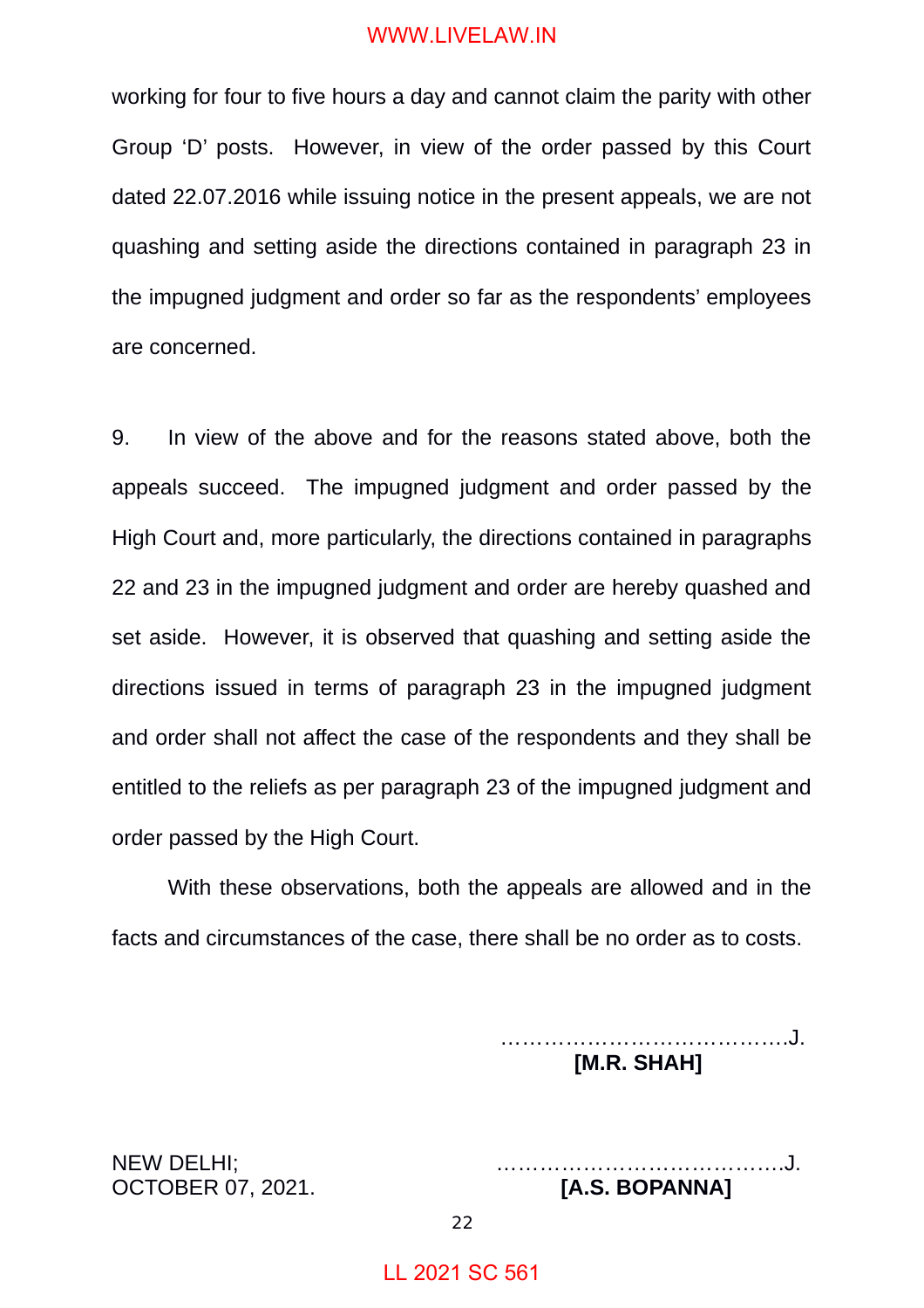working for four to five hours a day and cannot claim the parity with other Group 'D' posts. However, in view of the order passed by this Court dated 22.07.2016 while issuing notice in the present appeals, we are not quashing and setting aside the directions contained in paragraph 23 in the impugned judgment and order so far as the respondents' employees are concerned.

9. In view of the above and for the reasons stated above, both the appeals succeed. The impugned judgment and order passed by the High Court and, more particularly, the directions contained in paragraphs 22 and 23 in the impugned judgment and order are hereby quashed and set aside. However, it is observed that quashing and setting aside the directions issued in terms of paragraph 23 in the impugned judgment and order shall not affect the case of the respondents and they shall be entitled to the reliefs as per paragraph 23 of the impugned judgment and order passed by the High Court.

With these observations, both the appeals are allowed and in the facts and circumstances of the case, there shall be no order as to costs.

…………………………………..J.
**[M.R. SHAH]**

NEW DELHI;
OCTOBER 07, 2021.

…………………………………..J.
**[A.S. BOPANNA]**